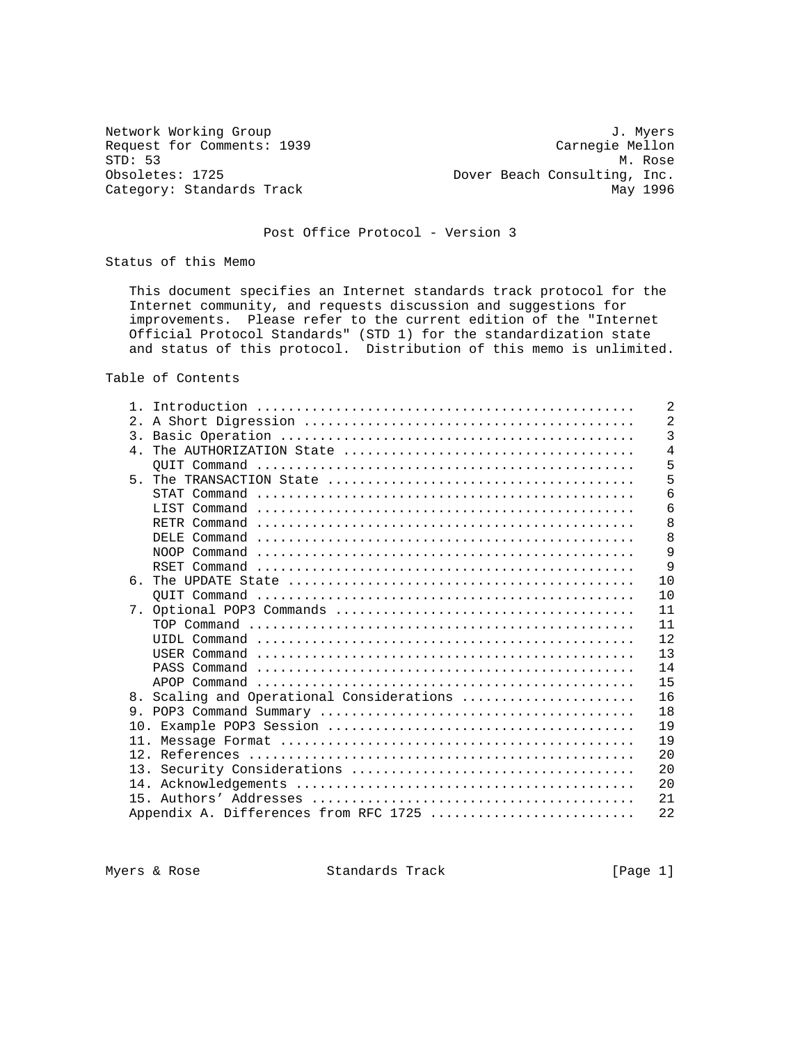Network Working Group J. Myers
Request for Comments: 1939 Carnegie Mellon
STD: 53 M. Rose
Obsoletes: 1725 Dover Beach Consulting, Inc.
Category: Standards Track May 1996

# Post Office Protocol - Version 3

## Status of this Memo

This document specifies an Internet standards track protocol for the Internet community, and requests discussion and suggestions for improvements. Please refer to the current edition of the "Internet Official Protocol Standards" (STD 1) for the standardization state and status of this protocol. Distribution of this memo is unlimited.

## Table of Contents

```
   1. Introduction ................................................    2
   2. A Short Digression ..........................................    2
   3. Basic Operation .............................................    3
   4. The AUTHORIZATION State .....................................    4
      QUIT Command ................................................    5
   5. The TRANSACTION State .......................................    5
      STAT Command ................................................    6
      LIST Command ................................................    6
      RETR Command ................................................    8
      DELE Command ................................................    8
      NOOP Command ................................................    9
      RSET Command ................................................    9
   6. The UPDATE State ............................................   10
      QUIT Command ................................................   10
   7. Optional POP3 Commands ......................................   11
      TOP Command .................................................   11
      UIDL Command ................................................   12
      USER Command ................................................   13
      PASS Command ................................................   14
      APOP Command ................................................   15
   8. Scaling and Operational Considerations ......................   16
   9. POP3 Command Summary ........................................   18
   10. Example POP3 Session .......................................   19
   11. Message Format .............................................   19
   12. References .................................................   20
   13. Security Considerations ....................................   20
   14. Acknowledgements ...........................................   20
   15. Authors' Addresses .........................................   21
   Appendix A. Differences from RFC 1725 ..........................   22
```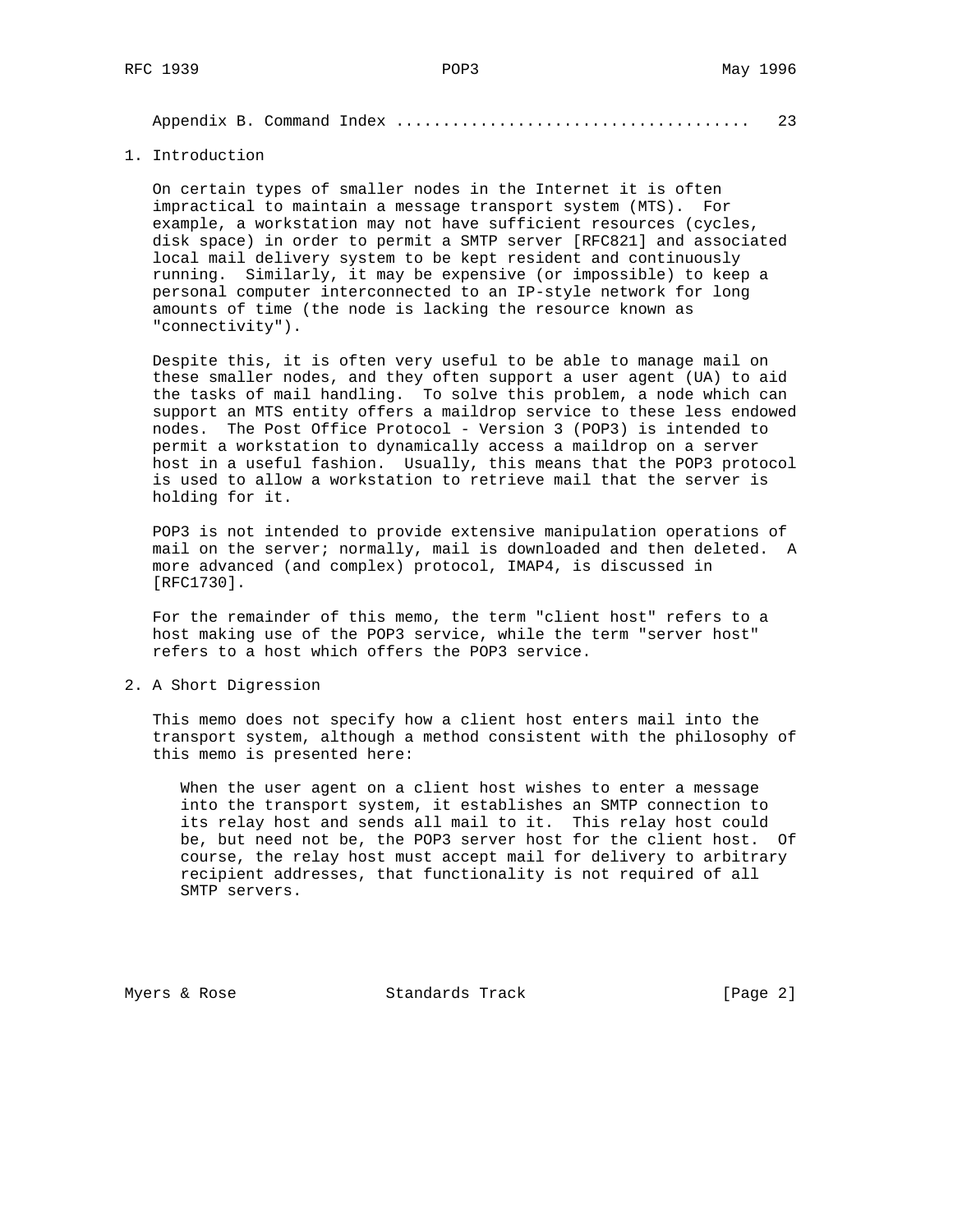Appendix B. Command Index ..................................... 23

## 1. Introduction

On certain types of smaller nodes in the Internet it is often impractical to maintain a message transport system (MTS). For example, a workstation may not have sufficient resources (cycles, disk space) in order to permit a SMTP server [RFC821] and associated local mail delivery system to be kept resident and continuously running. Similarly, it may be expensive (or impossible) to keep a personal computer interconnected to an IP-style network for long amounts of time (the node is lacking the resource known as "connectivity").

Despite this, it is often very useful to be able to manage mail on these smaller nodes, and they often support a user agent (UA) to aid the tasks of mail handling. To solve this problem, a node which can support an MTS entity offers a maildrop service to these less endowed nodes. The Post Office Protocol - Version 3 (POP3) is intended to permit a workstation to dynamically access a maildrop on a server host in a useful fashion. Usually, this means that the POP3 protocol is used to allow a workstation to retrieve mail that the server is holding for it.

POP3 is not intended to provide extensive manipulation operations of mail on the server; normally, mail is downloaded and then deleted. A more advanced (and complex) protocol, IMAP4, is discussed in [RFC1730].

For the remainder of this memo, the term "client host" refers to a host making use of the POP3 service, while the term "server host" refers to a host which offers the POP3 service.

## 2. A Short Digression

This memo does not specify how a client host enters mail into the transport system, although a method consistent with the philosophy of this memo is presented here:

> When the user agent on a client host wishes to enter a message into the transport system, it establishes an SMTP connection to its relay host and sends all mail to it. This relay host could be, but need not be, the POP3 server host for the client host. Of course, the relay host must accept mail for delivery to arbitrary recipient addresses, that functionality is not required of all SMTP servers.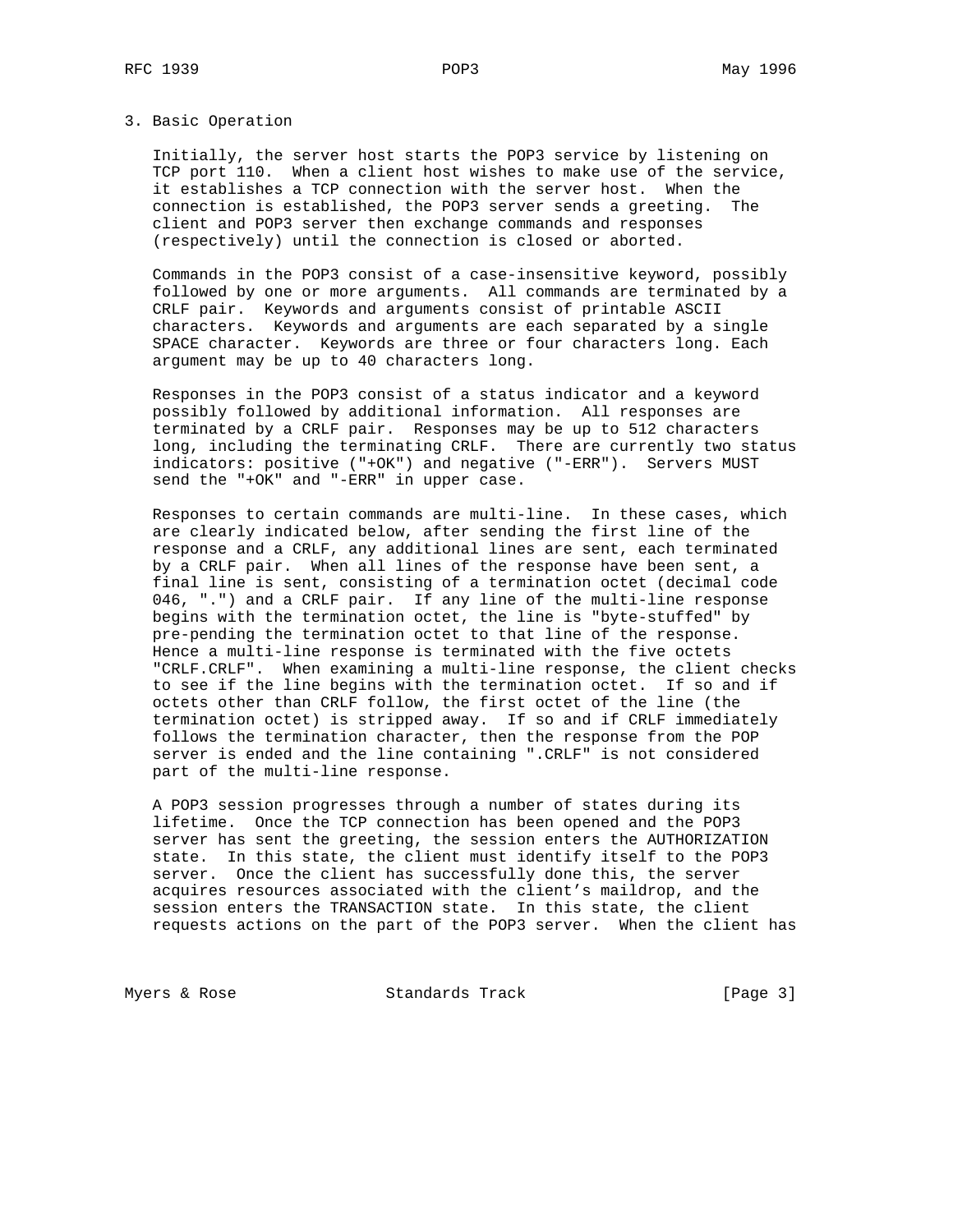## 3. Basic Operation

Initially, the server host starts the POP3 service by listening on TCP port 110. When a client host wishes to make use of the service, it establishes a TCP connection with the server host. When the connection is established, the POP3 server sends a greeting. The client and POP3 server then exchange commands and responses (respectively) until the connection is closed or aborted.

Commands in the POP3 consist of a case-insensitive keyword, possibly followed by one or more arguments. All commands are terminated by a CRLF pair. Keywords and arguments consist of printable ASCII characters. Keywords and arguments are each separated by a single SPACE character. Keywords are three or four characters long. Each argument may be up to 40 characters long.

Responses in the POP3 consist of a status indicator and a keyword possibly followed by additional information. All responses are terminated by a CRLF pair. Responses may be up to 512 characters long, including the terminating CRLF. There are currently two status indicators: positive ("+OK") and negative ("-ERR"). Servers MUST send the "+OK" and "-ERR" in upper case.

Responses to certain commands are multi-line. In these cases, which are clearly indicated below, after sending the first line of the response and a CRLF, any additional lines are sent, each terminated by a CRLF pair. When all lines of the response have been sent, a final line is sent, consisting of a termination octet (decimal code 046, ".") and a CRLF pair. If any line of the multi-line response begins with the termination octet, the line is "byte-stuffed" by pre-pending the termination octet to that line of the response. Hence a multi-line response is terminated with the five octets "CRLF.CRLF". When examining a multi-line response, the client checks to see if the line begins with the termination octet. If so and if octets other than CRLF follow, the first octet of the line (the termination octet) is stripped away. If so and if CRLF immediately follows the termination character, then the response from the POP server is ended and the line containing ".CRLF" is not considered part of the multi-line response.

A POP3 session progresses through a number of states during its lifetime. Once the TCP connection has been opened and the POP3 server has sent the greeting, the session enters the AUTHORIZATION state. In this state, the client must identify itself to the POP3 server. Once the client has successfully done this, the server acquires resources associated with the client's maildrop, and the session enters the TRANSACTION state. In this state, the client requests actions on the part of the POP3 server. When the client has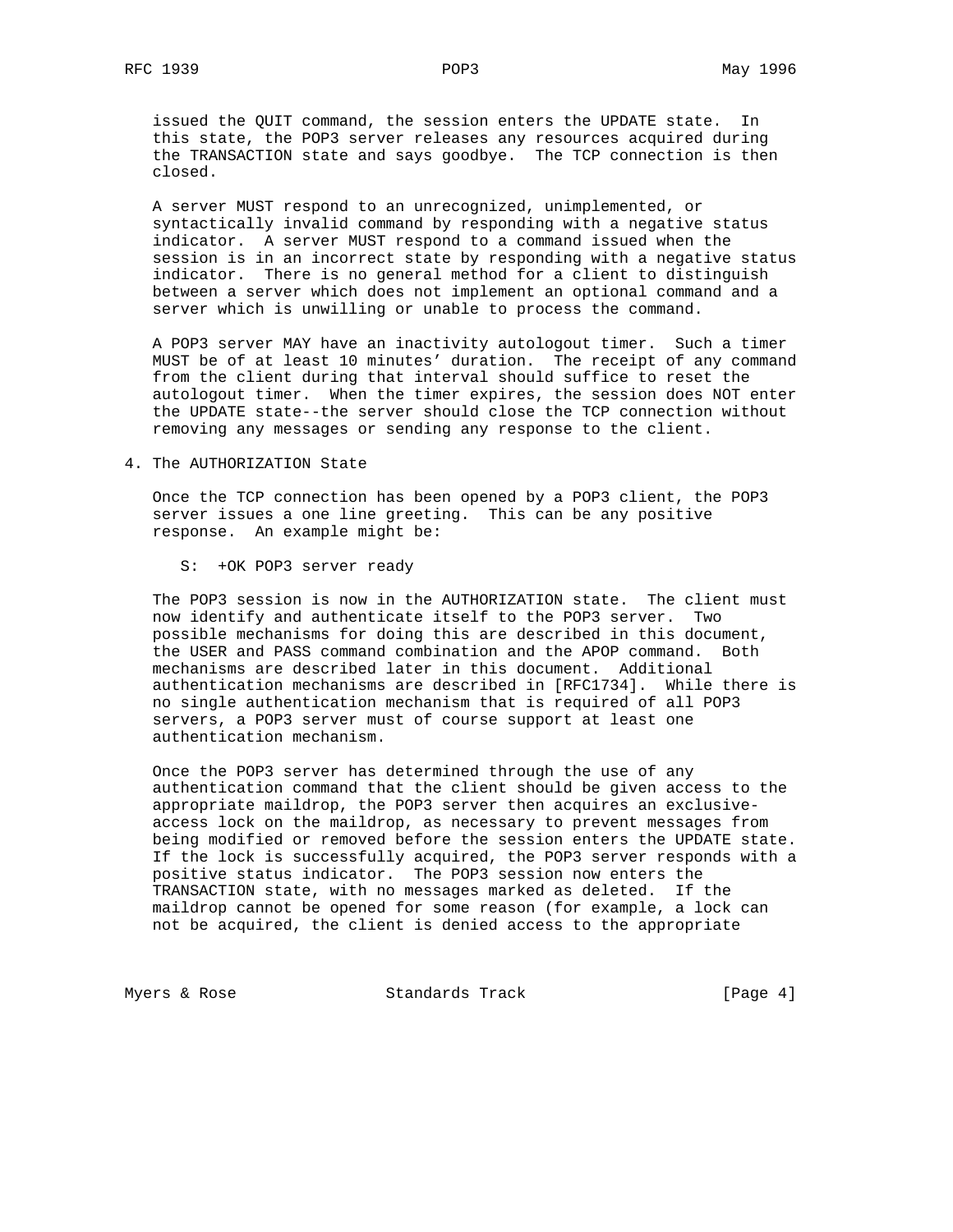issued the QUIT command, the session enters the UPDATE state. In this state, the POP3 server releases any resources acquired during the TRANSACTION state and says goodbye. The TCP connection is then closed.

A server MUST respond to an unrecognized, unimplemented, or syntactically invalid command by responding with a negative status indicator. A server MUST respond to a command issued when the session is in an incorrect state by responding with a negative status indicator. There is no general method for a client to distinguish between a server which does not implement an optional command and a server which is unwilling or unable to process the command.

A POP3 server MAY have an inactivity autologout timer. Such a timer MUST be of at least 10 minutes' duration. The receipt of any command from the client during that interval should suffice to reset the autologout timer. When the timer expires, the session does NOT enter the UPDATE state--the server should close the TCP connection without removing any messages or sending any response to the client.

## 4. The AUTHORIZATION State

Once the TCP connection has been opened by a POP3 client, the POP3 server issues a one line greeting. This can be any positive response. An example might be:

```
S:  +OK POP3 server ready
```

The POP3 session is now in the AUTHORIZATION state. The client must now identify and authenticate itself to the POP3 server. Two possible mechanisms for doing this are described in this document, the USER and PASS command combination and the APOP command. Both mechanisms are described later in this document. Additional authentication mechanisms are described in [RFC1734]. While there is no single authentication mechanism that is required of all POP3 servers, a POP3 server must of course support at least one authentication mechanism.

Once the POP3 server has determined through the use of any authentication command that the client should be given access to the appropriate maildrop, the POP3 server then acquires an exclusive-access lock on the maildrop, as necessary to prevent messages from being modified or removed before the session enters the UPDATE state. If the lock is successfully acquired, the POP3 server responds with a positive status indicator. The POP3 session now enters the TRANSACTION state, with no messages marked as deleted. If the maildrop cannot be opened for some reason (for example, a lock can not be acquired, the client is denied access to the appropriate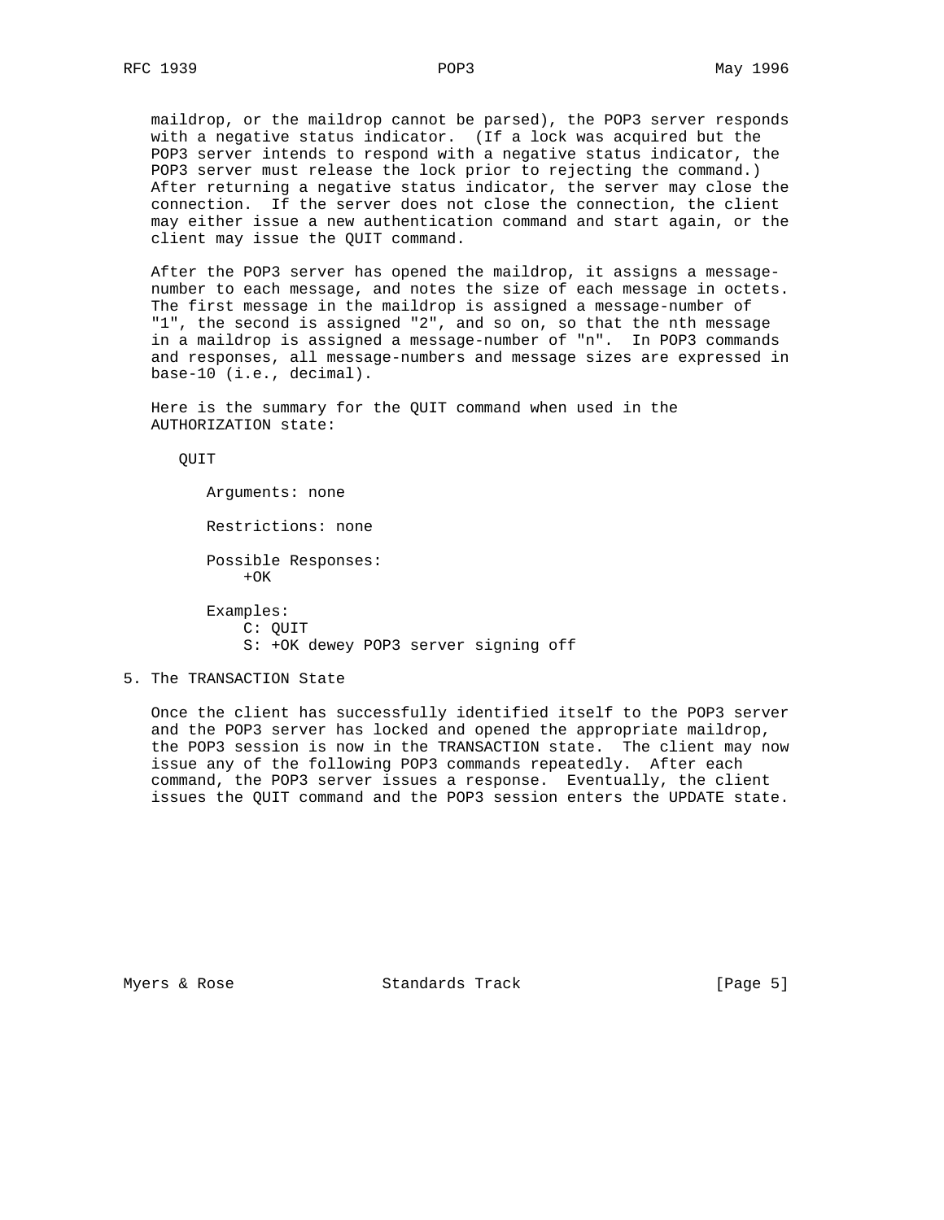maildrop, or the maildrop cannot be parsed), the POP3 server responds with a negative status indicator. (If a lock was acquired but the POP3 server intends to respond with a negative status indicator, the POP3 server must release the lock prior to rejecting the command.) After returning a negative status indicator, the server may close the connection. If the server does not close the connection, the client may either issue a new authentication command and start again, or the client may issue the QUIT command.

After the POP3 server has opened the maildrop, it assigns a message-number to each message, and notes the size of each message in octets. The first message in the maildrop is assigned a message-number of "1", the second is assigned "2", and so on, so that the nth message in a maildrop is assigned a message-number of "n". In POP3 commands and responses, all message-numbers and message sizes are expressed in base-10 (i.e., decimal).

Here is the summary for the QUIT command when used in the AUTHORIZATION state:

```
QUIT

   Arguments: none

   Restrictions: none

   Possible Responses:
       +OK

   Examples:
       C: QUIT
       S: +OK dewey POP3 server signing off
```

## 5. The TRANSACTION State

Once the client has successfully identified itself to the POP3 server and the POP3 server has locked and opened the appropriate maildrop, the POP3 session is now in the TRANSACTION state. The client may now issue any of the following POP3 commands repeatedly. After each command, the POP3 server issues a response. Eventually, the client issues the QUIT command and the POP3 session enters the UPDATE state.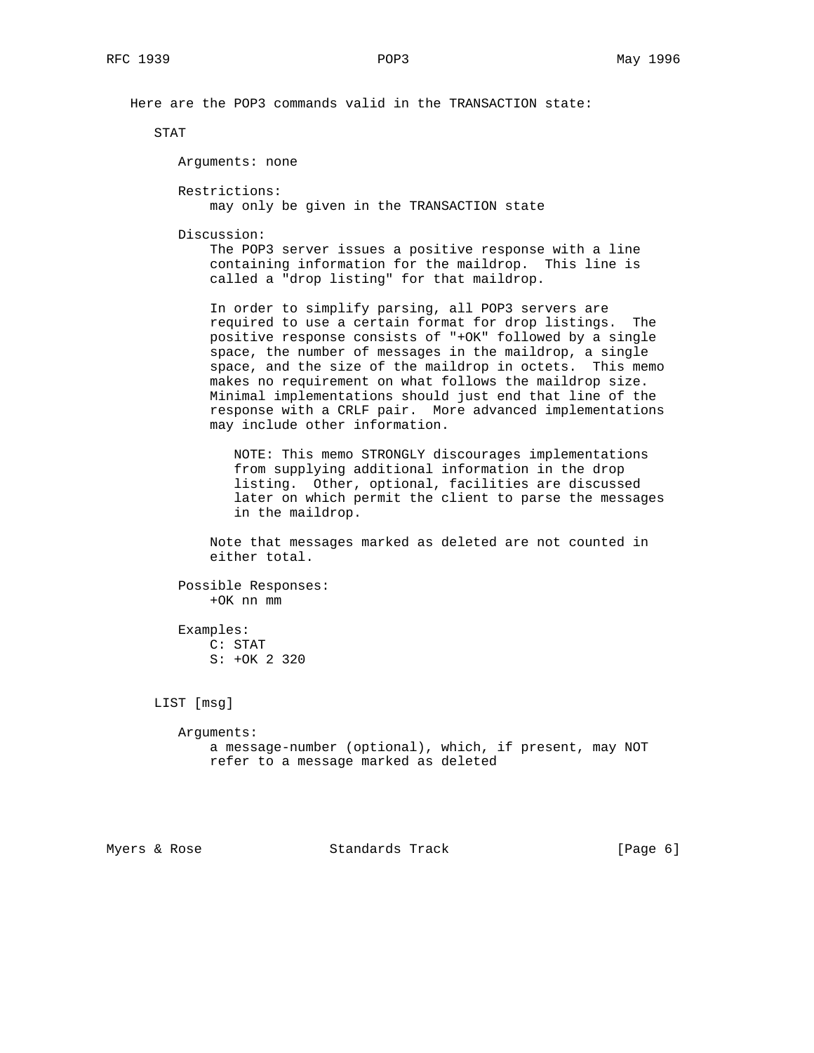Here are the POP3 commands valid in the TRANSACTION state:

STAT

Arguments: none

Restrictions:
may only be given in the TRANSACTION state

Discussion:
The POP3 server issues a positive response with a line containing information for the maildrop. This line is called a "drop listing" for that maildrop.

In order to simplify parsing, all POP3 servers are required to use a certain format for drop listings. The positive response consists of "+OK" followed by a single space, the number of messages in the maildrop, a single space, and the size of the maildrop in octets. This memo makes no requirement on what follows the maildrop size. Minimal implementations should just end that line of the response with a CRLF pair. More advanced implementations may include other information.

> NOTE: This memo STRONGLY discourages implementations from supplying additional information in the drop listing. Other, optional, facilities are discussed later on which permit the client to parse the messages in the maildrop.

Note that messages marked as deleted are not counted in either total.

Possible Responses:
+OK nn mm

Examples:

```
C: STAT
S: +OK 2 320
```

LIST [msg]

Arguments:
a message-number (optional), which, if present, may NOT refer to a message marked as deleted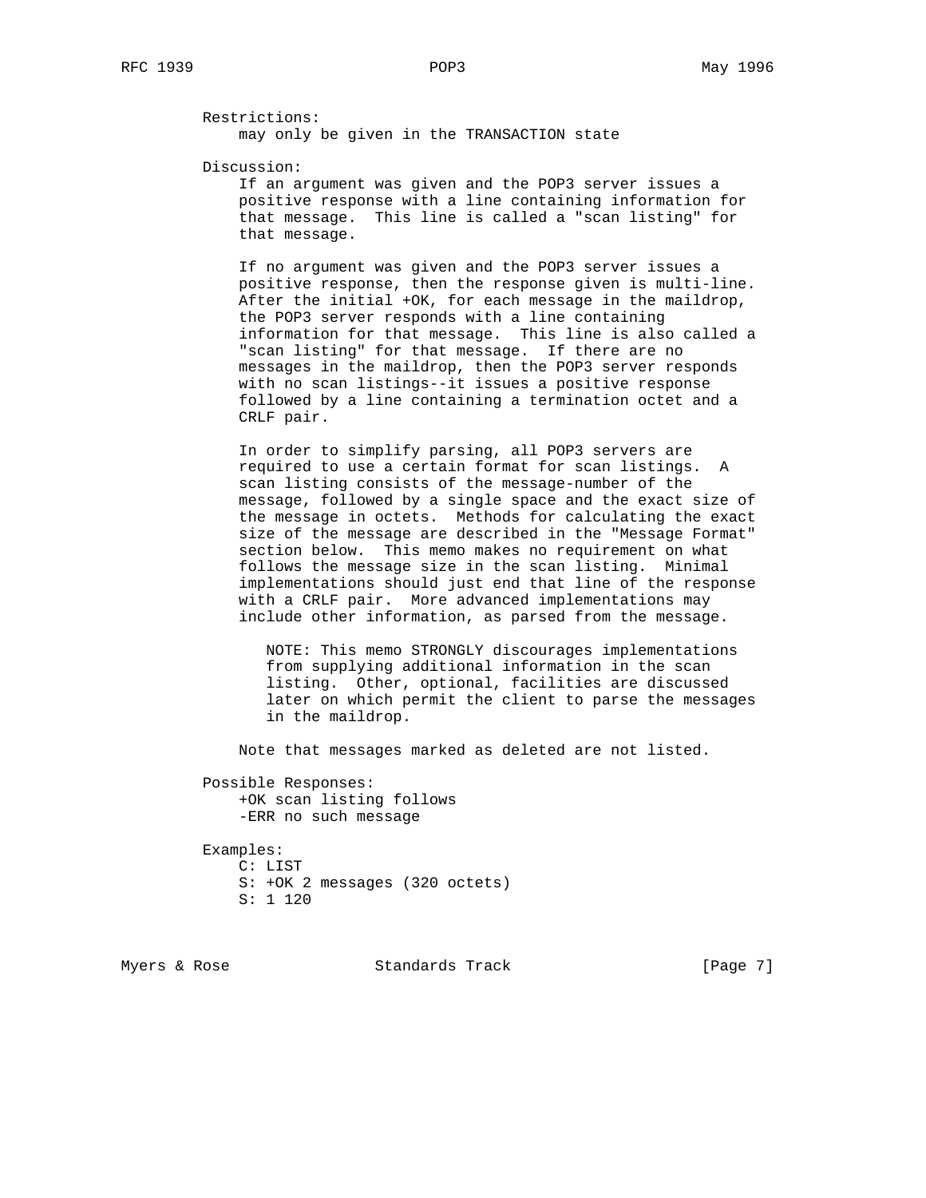Restrictions:
    may only be given in the TRANSACTION state

Discussion:
    If an argument was given and the POP3 server issues a positive response with a line containing information for that message. This line is called a "scan listing" for that message.

    If no argument was given and the POP3 server issues a positive response, then the response given is multi-line. After the initial +OK, for each message in the maildrop, the POP3 server responds with a line containing information for that message. This line is also called a "scan listing" for that message. If there are no messages in the maildrop, then the POP3 server responds with no scan listings--it issues a positive response followed by a line containing a termination octet and a CRLF pair.

    In order to simplify parsing, all POP3 servers are required to use a certain format for scan listings. A scan listing consists of the message-number of the message, followed by a single space and the exact size of the message in octets. Methods for calculating the exact size of the message are described in the "Message Format" section below. This memo makes no requirement on what follows the message size in the scan listing. Minimal implementations should just end that line of the response with a CRLF pair. More advanced implementations may include other information, as parsed from the message.

        NOTE: This memo STRONGLY discourages implementations from supplying additional information in the scan listing. Other, optional, facilities are discussed later on which permit the client to parse the messages in the maildrop.

    Note that messages marked as deleted are not listed.

Possible Responses:
    +OK scan listing follows
    -ERR no such message

Examples:

```
C: LIST
S: +OK 2 messages (320 octets)
S: 1 120
```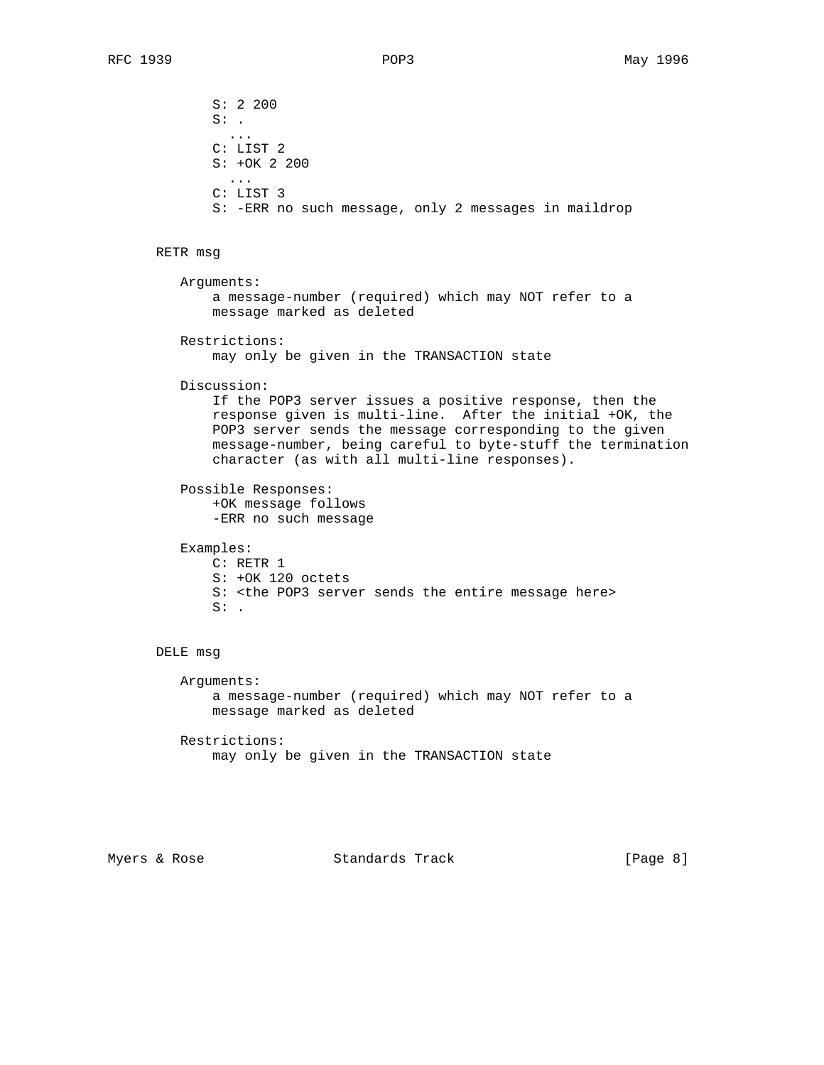```
S: 2 200
S: .
  ...
C: LIST 2
S: +OK 2 200
  ...
C: LIST 3
S: -ERR no such message, only 2 messages in maildrop
```

RETR msg

Arguments:
a message-number (required) which may NOT refer to a message marked as deleted

Restrictions:
may only be given in the TRANSACTION state

Discussion:
If the POP3 server issues a positive response, then the response given is multi-line. After the initial +OK, the POP3 server sends the message corresponding to the given message-number, being careful to byte-stuff the termination character (as with all multi-line responses).

Possible Responses:
+OK message follows
-ERR no such message

Examples:

```
C: RETR 1
S: +OK 120 octets
S: <the POP3 server sends the entire message here>
S: .
```

DELE msg

Arguments:
a message-number (required) which may NOT refer to a message marked as deleted

Restrictions:
may only be given in the TRANSACTION state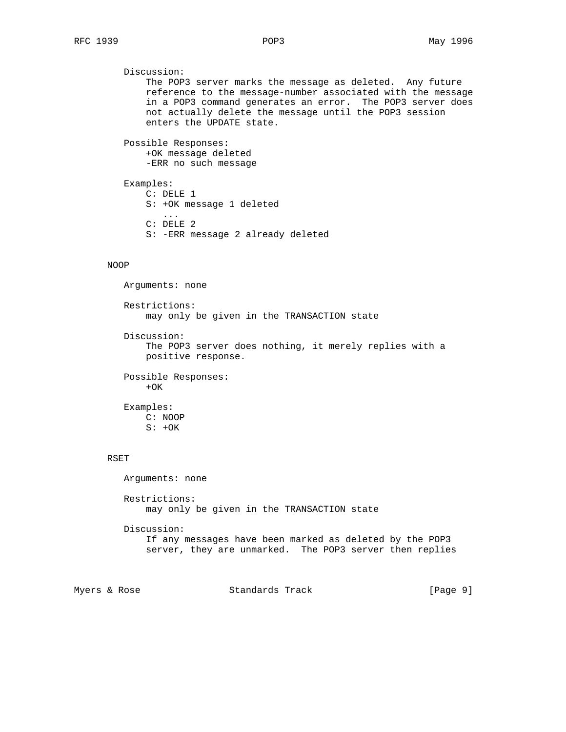Discussion:
The POP3 server marks the message as deleted. Any future reference to the message-number associated with the message in a POP3 command generates an error. The POP3 server does not actually delete the message until the POP3 session enters the UPDATE state.

Possible Responses:
+OK message deleted
-ERR no such message

Examples:

```
C: DELE 1
S: +OK message 1 deleted
   ...
C: DELE 2
S: -ERR message 2 already deleted
```

### NOOP

Arguments: none

Restrictions:
may only be given in the TRANSACTION state

Discussion:
The POP3 server does nothing, it merely replies with a positive response.

Possible Responses:
+OK

Examples:

```
C: NOOP
S: +OK
```

### RSET

Arguments: none

Restrictions:
may only be given in the TRANSACTION state

Discussion:
If any messages have been marked as deleted by the POP3 server, they are unmarked. The POP3 server then replies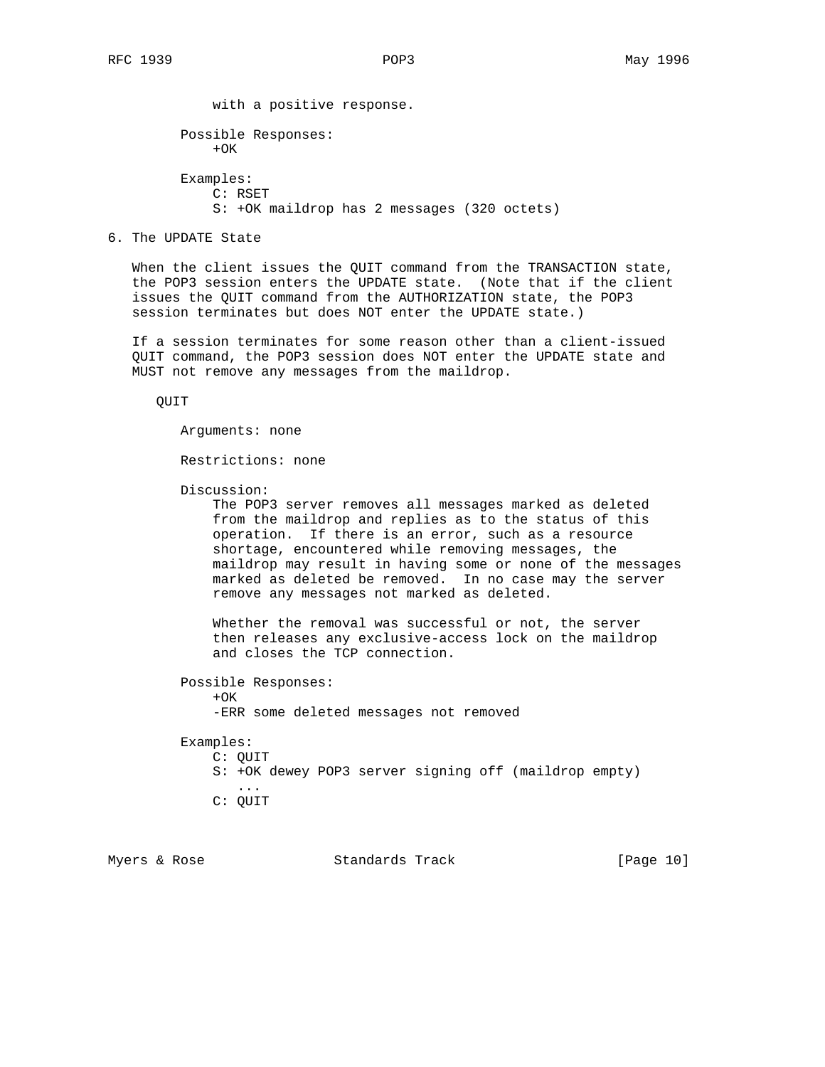with a positive response.

Possible Responses:
+OK

Examples:

```
C: RSET
S: +OK maildrop has 2 messages (320 octets)
```

## 6. The UPDATE State

When the client issues the QUIT command from the TRANSACTION state, the POP3 session enters the UPDATE state. (Note that if the client issues the QUIT command from the AUTHORIZATION state, the POP3 session terminates but does NOT enter the UPDATE state.)

If a session terminates for some reason other than a client-issued QUIT command, the POP3 session does NOT enter the UPDATE state and MUST not remove any messages from the maildrop.

QUIT

Arguments: none

Restrictions: none

Discussion:
The POP3 server removes all messages marked as deleted from the maildrop and replies as to the status of this operation. If there is an error, such as a resource shortage, encountered while removing messages, the maildrop may result in having some or none of the messages marked as deleted be removed. In no case may the server remove any messages not marked as deleted.

Whether the removal was successful or not, the server then releases any exclusive-access lock on the maildrop and closes the TCP connection.

Possible Responses:
+OK
-ERR some deleted messages not removed

Examples:

```
C: QUIT
S: +OK dewey POP3 server signing off (maildrop empty)
   ...
C: QUIT
```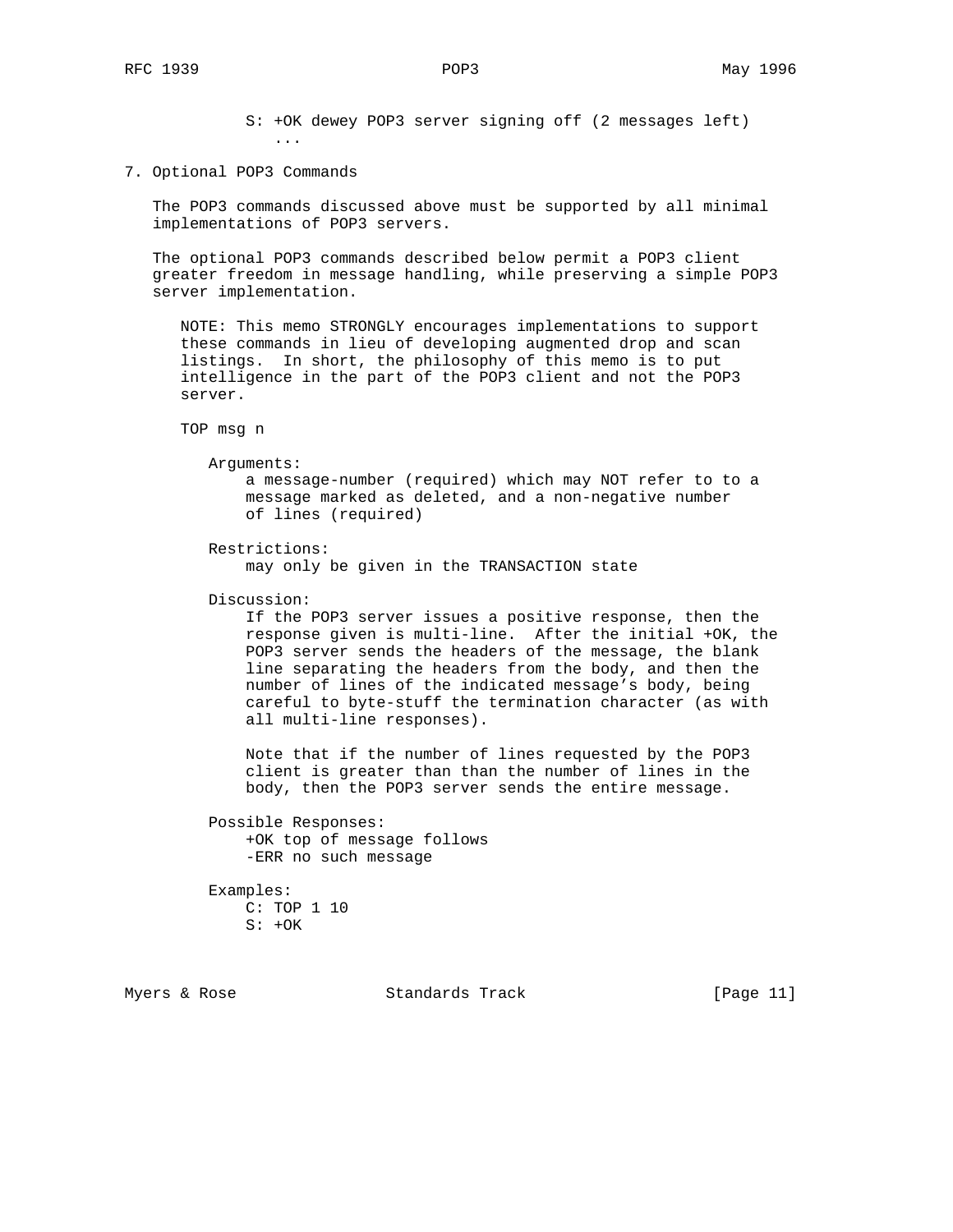```
S: +OK dewey POP3 server signing off (2 messages left)
   ...
```

## 7. Optional POP3 Commands

The POP3 commands discussed above must be supported by all minimal implementations of POP3 servers.

The optional POP3 commands described below permit a POP3 client greater freedom in message handling, while preserving a simple POP3 server implementation.

NOTE: This memo STRONGLY encourages implementations to support these commands in lieu of developing augmented drop and scan listings. In short, the philosophy of this memo is to put intelligence in the part of the POP3 client and not the POP3 server.

TOP msg n

Arguments:
a message-number (required) which may NOT refer to to a message marked as deleted, and a non-negative number of lines (required)

Restrictions:
may only be given in the TRANSACTION state

Discussion:
If the POP3 server issues a positive response, then the response given is multi-line. After the initial +OK, the POP3 server sends the headers of the message, the blank line separating the headers from the body, and then the number of lines of the indicated message's body, being careful to byte-stuff the termination character (as with all multi-line responses).

Note that if the number of lines requested by the POP3 client is greater than than the number of lines in the body, then the POP3 server sends the entire message.

Possible Responses:
+OK top of message follows
-ERR no such message

Examples:

```
C: TOP 1 10
S: +OK
```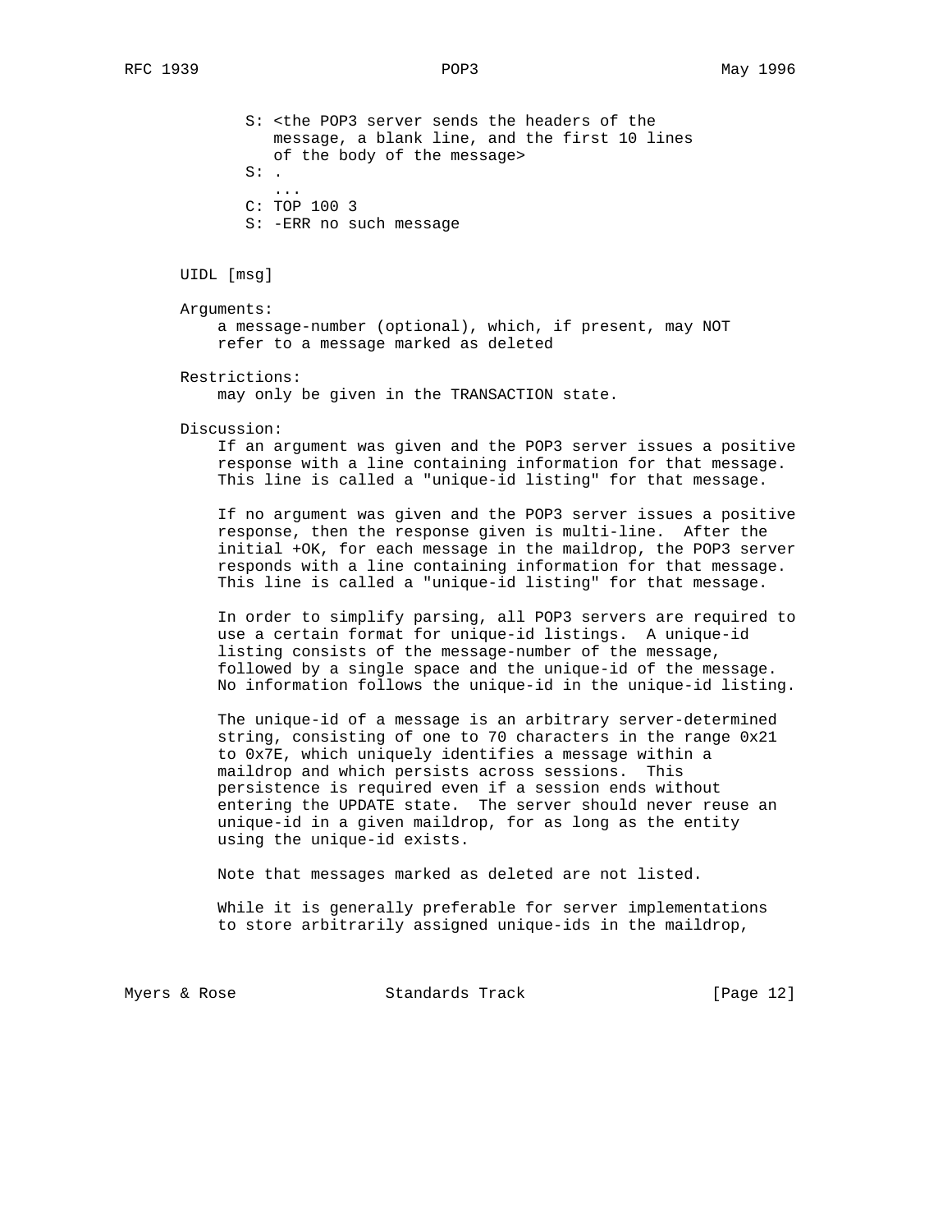```
S: <the POP3 server sends the headers of the
   message, a blank line, and the first 10 lines
   of the body of the message>
S: .
   ...
C: TOP 100 3
S: -ERR no such message
```

UIDL [msg]

Arguments:
a message-number (optional), which, if present, may NOT refer to a message marked as deleted

Restrictions:
may only be given in the TRANSACTION state.

Discussion:
If an argument was given and the POP3 server issues a positive response with a line containing information for that message. This line is called a "unique-id listing" for that message.

If no argument was given and the POP3 server issues a positive response, then the response given is multi-line. After the initial +OK, for each message in the maildrop, the POP3 server responds with a line containing information for that message. This line is called a "unique-id listing" for that message.

In order to simplify parsing, all POP3 servers are required to use a certain format for unique-id listings. A unique-id listing consists of the message-number of the message, followed by a single space and the unique-id of the message. No information follows the unique-id in the unique-id listing.

The unique-id of a message is an arbitrary server-determined string, consisting of one to 70 characters in the range 0x21 to 0x7E, which uniquely identifies a message within a maildrop and which persists across sessions. This persistence is required even if a session ends without entering the UPDATE state. The server should never reuse an unique-id in a given maildrop, for as long as the entity using the unique-id exists.

Note that messages marked as deleted are not listed.

While it is generally preferable for server implementations to store arbitrarily assigned unique-ids in the maildrop,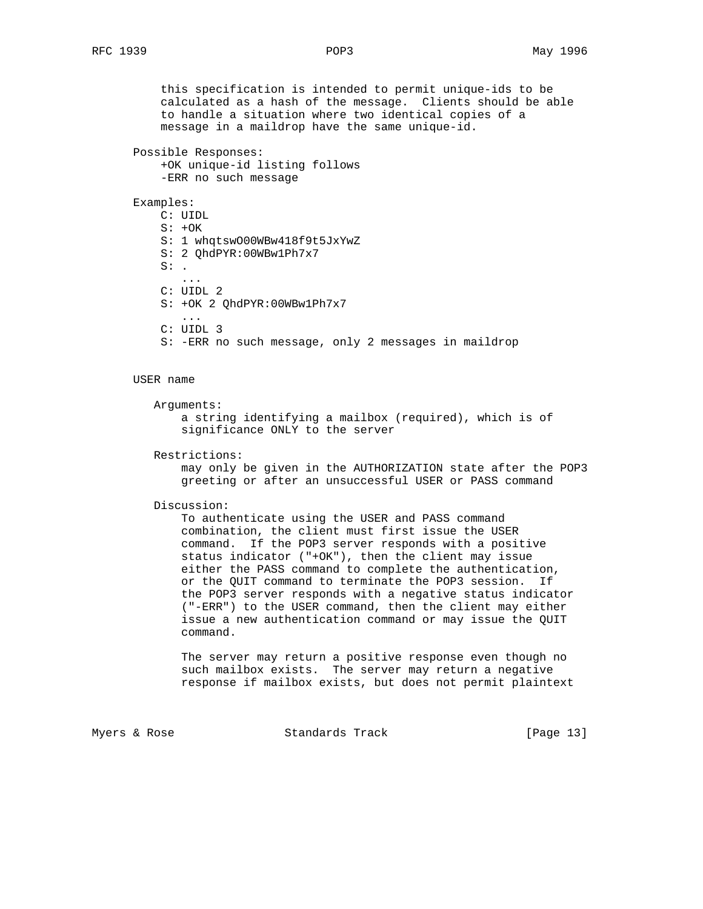this specification is intended to permit unique-ids to be calculated as a hash of the message. Clients should be able to handle a situation where two identical copies of a message in a maildrop have the same unique-id.

Possible Responses:

```
+OK unique-id listing follows
-ERR no such message
```

Examples:

```
C: UIDL
S: +OK
S: 1 whqtswO00WBw418f9t5JxYwZ
S: 2 QhdPYR:00WBw1Ph7x7
S: .
   ...
C: UIDL 2
S: +OK 2 QhdPYR:00WBw1Ph7x7
   ...
C: UIDL 3
S: -ERR no such message, only 2 messages in maildrop
```

### USER name

Arguments:
a string identifying a mailbox (required), which is of significance ONLY to the server

Restrictions:
may only be given in the AUTHORIZATION state after the POP3 greeting or after an unsuccessful USER or PASS command

Discussion:
To authenticate using the USER and PASS command combination, the client must first issue the USER command. If the POP3 server responds with a positive status indicator ("+OK"), then the client may issue either the PASS command to complete the authentication, or the QUIT command to terminate the POP3 session. If the POP3 server responds with a negative status indicator ("-ERR") to the USER command, then the client may either issue a new authentication command or may issue the QUIT command.

The server may return a positive response even though no such mailbox exists. The server may return a negative response if mailbox exists, but does not permit plaintext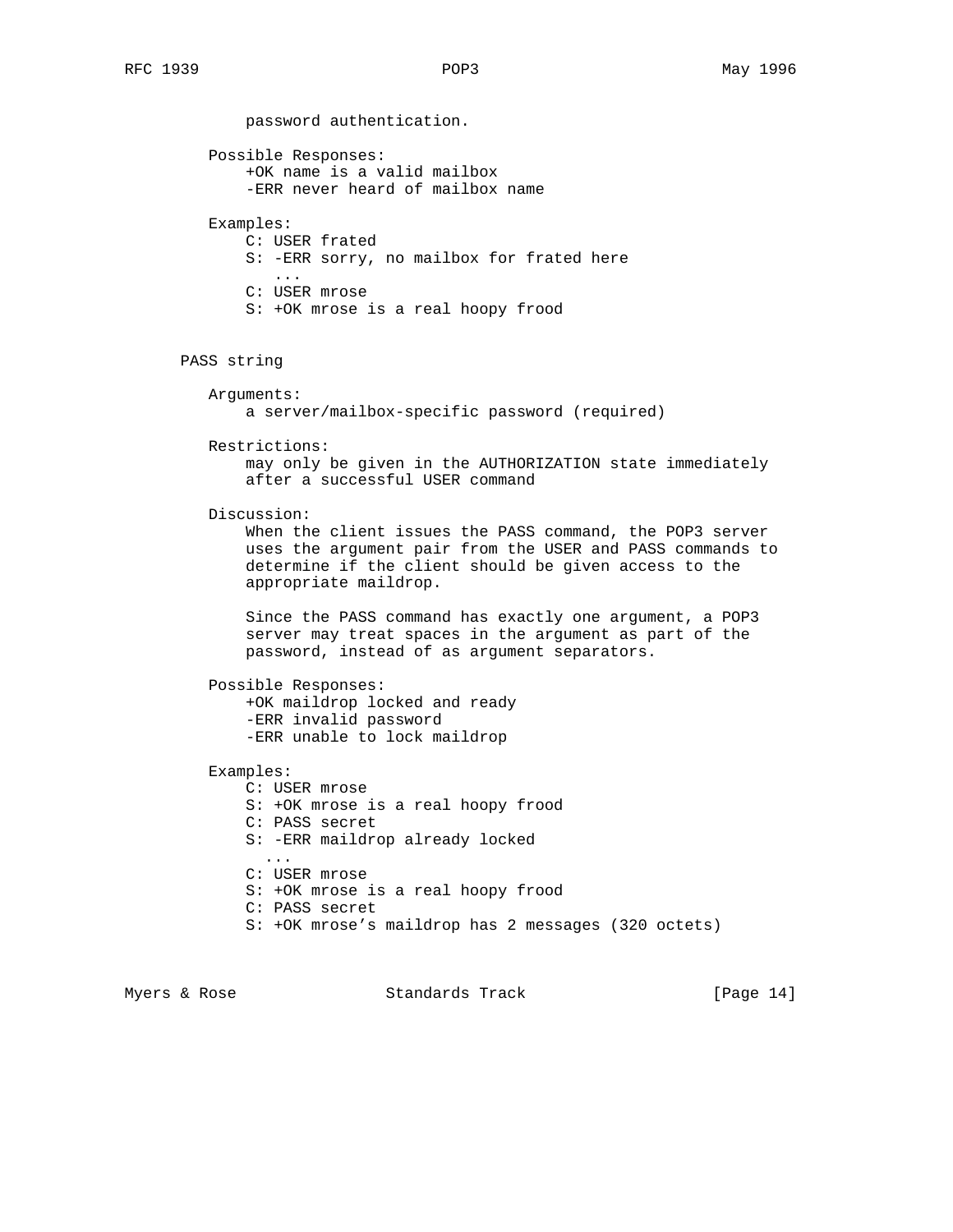password authentication.

Possible Responses:

```
+OK name is a valid mailbox
-ERR never heard of mailbox name
```

Examples:

```
C: USER frated
S: -ERR sorry, no mailbox for frated here
   ...
C: USER mrose
S: +OK mrose is a real hoopy frood
```

### PASS string

Arguments:
a server/mailbox-specific password (required)

Restrictions:
may only be given in the AUTHORIZATION state immediately after a successful USER command

Discussion:
When the client issues the PASS command, the POP3 server uses the argument pair from the USER and PASS commands to determine if the client should be given access to the appropriate maildrop.

Since the PASS command has exactly one argument, a POP3 server may treat spaces in the argument as part of the password, instead of as argument separators.

Possible Responses:

```
+OK maildrop locked and ready
-ERR invalid password
-ERR unable to lock maildrop
```

Examples:

```
C: USER mrose
S: +OK mrose is a real hoopy frood
C: PASS secret
S: -ERR maildrop already locked
  ...
C: USER mrose
S: +OK mrose is a real hoopy frood
C: PASS secret
S: +OK mrose's maildrop has 2 messages (320 octets)
```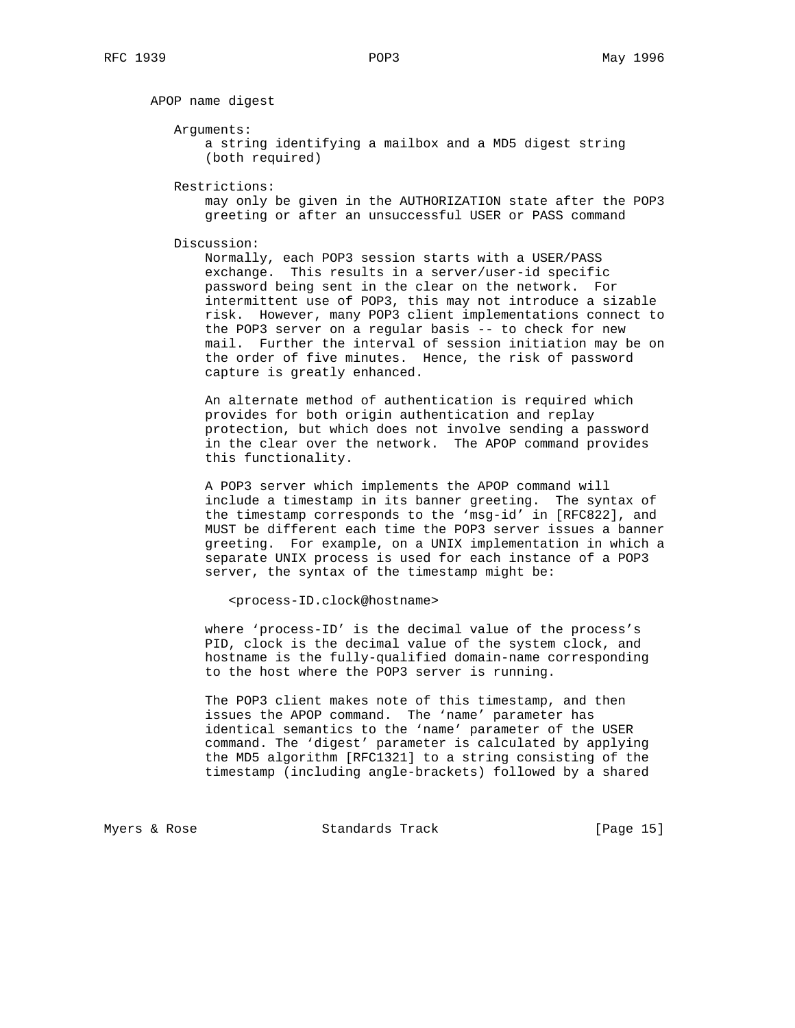APOP name digest

Arguments:
a string identifying a mailbox and a MD5 digest string (both required)

Restrictions:
may only be given in the AUTHORIZATION state after the POP3 greeting or after an unsuccessful USER or PASS command

Discussion:
Normally, each POP3 session starts with a USER/PASS exchange. This results in a server/user-id specific password being sent in the clear on the network. For intermittent use of POP3, this may not introduce a sizable risk. However, many POP3 client implementations connect to the POP3 server on a regular basis -- to check for new mail. Further the interval of session initiation may be on the order of five minutes. Hence, the risk of password capture is greatly enhanced.

An alternate method of authentication is required which provides for both origin authentication and replay protection, but which does not involve sending a password in the clear over the network. The APOP command provides this functionality.

A POP3 server which implements the APOP command will include a timestamp in its banner greeting. The syntax of the timestamp corresponds to the 'msg-id' in [RFC822], and MUST be different each time the POP3 server issues a banner greeting. For example, on a UNIX implementation in which a separate UNIX process is used for each instance of a POP3 server, the syntax of the timestamp might be:

```
<process-ID.clock@hostname>
```

where 'process-ID' is the decimal value of the process's PID, clock is the decimal value of the system clock, and hostname is the fully-qualified domain-name corresponding to the host where the POP3 server is running.

The POP3 client makes note of this timestamp, and then issues the APOP command. The 'name' parameter has identical semantics to the 'name' parameter of the USER command. The 'digest' parameter is calculated by applying the MD5 algorithm [RFC1321] to a string consisting of the timestamp (including angle-brackets) followed by a shared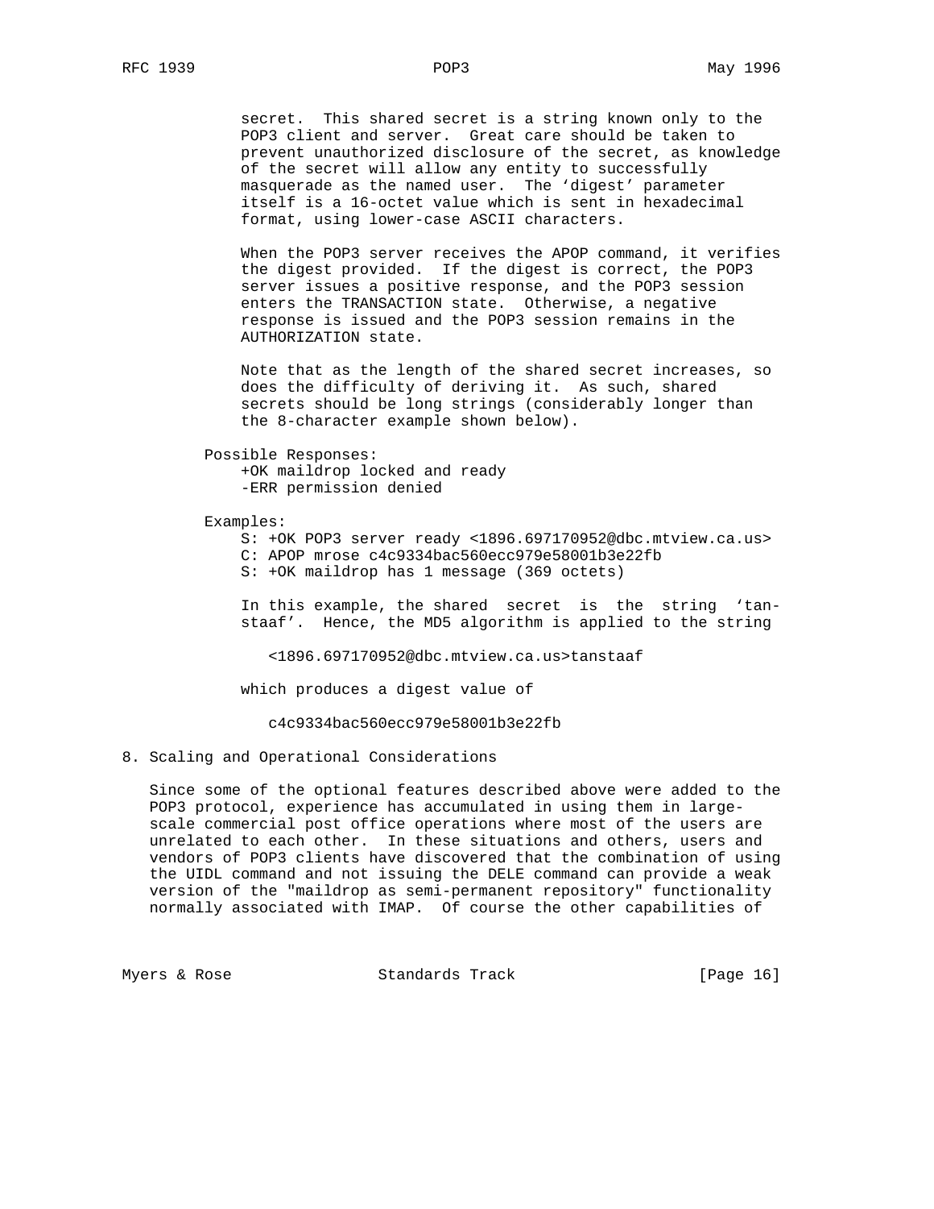secret. This shared secret is a string known only to the POP3 client and server. Great care should be taken to prevent unauthorized disclosure of the secret, as knowledge of the secret will allow any entity to successfully masquerade as the named user. The 'digest' parameter itself is a 16-octet value which is sent in hexadecimal format, using lower-case ASCII characters.

When the POP3 server receives the APOP command, it verifies the digest provided. If the digest is correct, the POP3 server issues a positive response, and the POP3 session enters the TRANSACTION state. Otherwise, a negative response is issued and the POP3 session remains in the AUTHORIZATION state.

Note that as the length of the shared secret increases, so does the difficulty of deriving it. As such, shared secrets should be long strings (considerably longer than the 8-character example shown below).

Possible Responses:

```
+OK maildrop locked and ready
-ERR permission denied
```

Examples:

```
S: +OK POP3 server ready <1896.697170952@dbc.mtview.ca.us>
C: APOP mrose c4c9334bac560ecc979e58001b3e22fb
S: +OK maildrop has 1 message (369 octets)
```

In this example, the shared secret is the string 'tan-staaf'. Hence, the MD5 algorithm is applied to the string

```
<1896.697170952@dbc.mtview.ca.us>tanstaaf
```

which produces a digest value of

```
c4c9334bac560ecc979e58001b3e22fb
```

## 8. Scaling and Operational Considerations

Since some of the optional features described above were added to the POP3 protocol, experience has accumulated in using them in large-scale commercial post office operations where most of the users are unrelated to each other. In these situations and others, users and vendors of POP3 clients have discovered that the combination of using the UIDL command and not issuing the DELE command can provide a weak version of the "maildrop as semi-permanent repository" functionality normally associated with IMAP. Of course the other capabilities of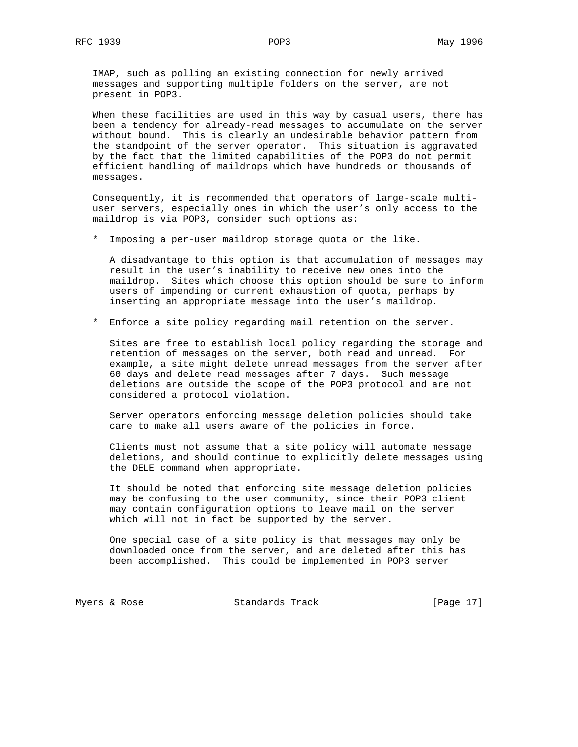IMAP, such as polling an existing connection for newly arrived messages and supporting multiple folders on the server, are not present in POP3.

When these facilities are used in this way by casual users, there has been a tendency for already-read messages to accumulate on the server without bound. This is clearly an undesirable behavior pattern from the standpoint of the server operator. This situation is aggravated by the fact that the limited capabilities of the POP3 do not permit efficient handling of maildrops which have hundreds or thousands of messages.

Consequently, it is recommended that operators of large-scale multi-user servers, especially ones in which the user's only access to the maildrop is via POP3, consider such options as:

* Imposing a per-user maildrop storage quota or the like.

  A disadvantage to this option is that accumulation of messages may result in the user's inability to receive new ones into the maildrop. Sites which choose this option should be sure to inform users of impending or current exhaustion of quota, perhaps by inserting an appropriate message into the user's maildrop.

* Enforce a site policy regarding mail retention on the server.

  Sites are free to establish local policy regarding the storage and retention of messages on the server, both read and unread. For example, a site might delete unread messages from the server after 60 days and delete read messages after 7 days. Such message deletions are outside the scope of the POP3 protocol and are not considered a protocol violation.

  Server operators enforcing message deletion policies should take care to make all users aware of the policies in force.

  Clients must not assume that a site policy will automate message deletions, and should continue to explicitly delete messages using the DELE command when appropriate.

  It should be noted that enforcing site message deletion policies may be confusing to the user community, since their POP3 client may contain configuration options to leave mail on the server which will not in fact be supported by the server.

  One special case of a site policy is that messages may only be downloaded once from the server, and are deleted after this has been accomplished. This could be implemented in POP3 server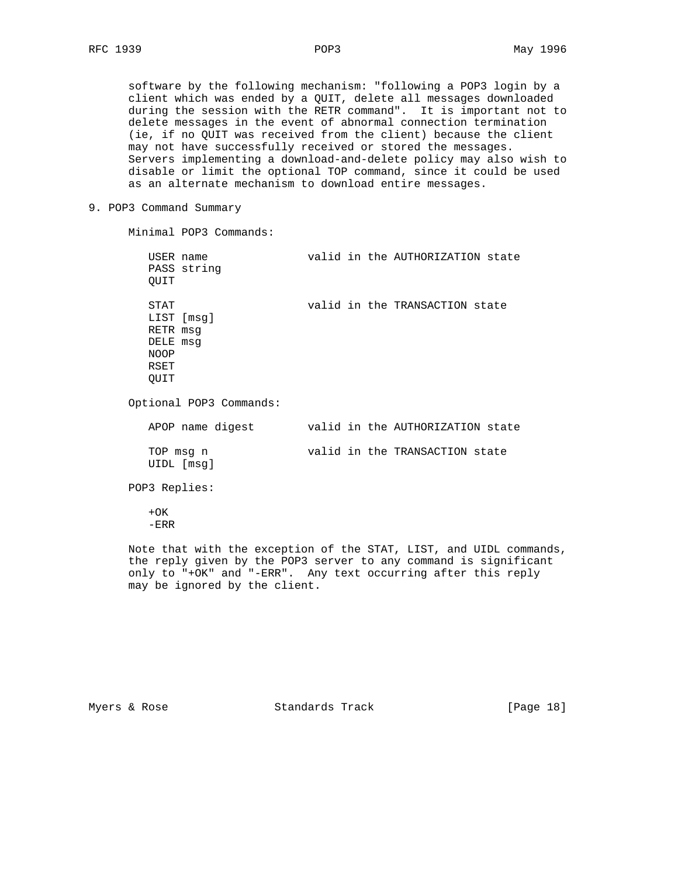software by the following mechanism: "following a POP3 login by a client which was ended by a QUIT, delete all messages downloaded during the session with the RETR command". It is important not to delete messages in the event of abnormal connection termination (ie, if no QUIT was received from the client) because the client may not have successfully received or stored the messages. Servers implementing a download-and-delete policy may also wish to disable or limit the optional TOP command, since it could be used as an alternate mechanism to download entire messages.

## 9. POP3 Command Summary

Minimal POP3 Commands:

```
USER name               valid in the AUTHORIZATION state
PASS string
QUIT

STAT                    valid in the TRANSACTION state
LIST [msg]
RETR msg
DELE msg
NOOP
RSET
QUIT
```

Optional POP3 Commands:

```
APOP name digest        valid in the AUTHORIZATION state

TOP msg n               valid in the TRANSACTION state
UIDL [msg]
```

POP3 Replies:

```
+OK
-ERR
```

Note that with the exception of the STAT, LIST, and UIDL commands, the reply given by the POP3 server to any command is significant only to "+OK" and "-ERR". Any text occurring after this reply may be ignored by the client.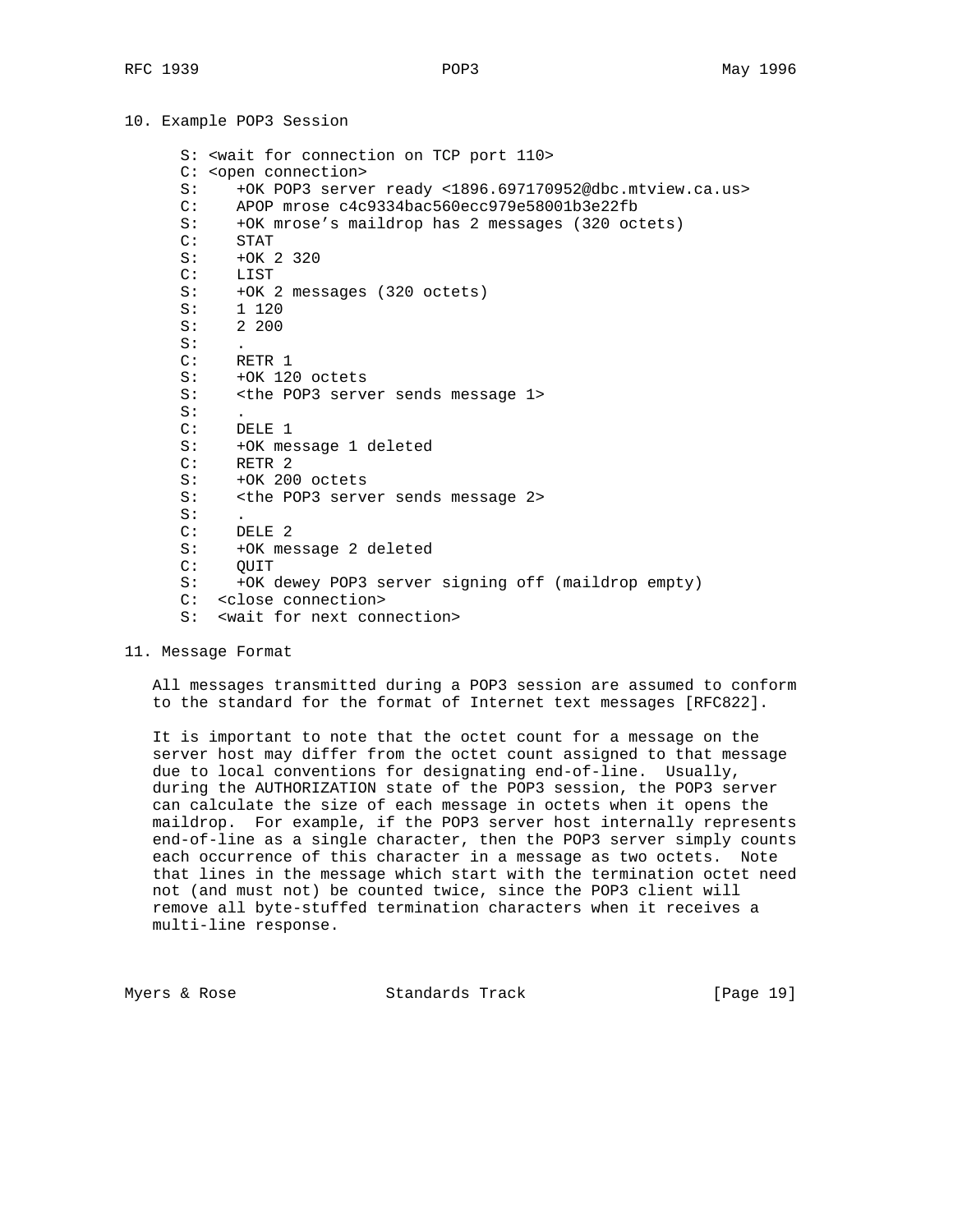## 10. Example POP3 Session

```
S: <wait for connection on TCP port 110>
C: <open connection>
S:    +OK POP3 server ready <1896.697170952@dbc.mtview.ca.us>
C:    APOP mrose c4c9334bac560ecc979e58001b3e22fb
S:    +OK mrose's maildrop has 2 messages (320 octets)
C:    STAT
S:    +OK 2 320
C:    LIST
S:    +OK 2 messages (320 octets)
S:    1 120
S:    2 200
S:    .
C:    RETR 1
S:    +OK 120 octets
S:    <the POP3 server sends message 1>
S:    .
C:    DELE 1
S:    +OK message 1 deleted
C:    RETR 2
S:    +OK 200 octets
S:    <the POP3 server sends message 2>
S:    .
C:    DELE 2
S:    +OK message 2 deleted
C:    QUIT
S:    +OK dewey POP3 server signing off (maildrop empty)
C:  <close connection>
S:  <wait for next connection>
```

## 11. Message Format

All messages transmitted during a POP3 session are assumed to conform to the standard for the format of Internet text messages [RFC822].

It is important to note that the octet count for a message on the server host may differ from the octet count assigned to that message due to local conventions for designating end-of-line. Usually, during the AUTHORIZATION state of the POP3 session, the POP3 server can calculate the size of each message in octets when it opens the maildrop. For example, if the POP3 server host internally represents end-of-line as a single character, then the POP3 server simply counts each occurrence of this character in a message as two octets. Note that lines in the message which start with the termination octet need not (and must not) be counted twice, since the POP3 client will remove all byte-stuffed termination characters when it receives a multi-line response.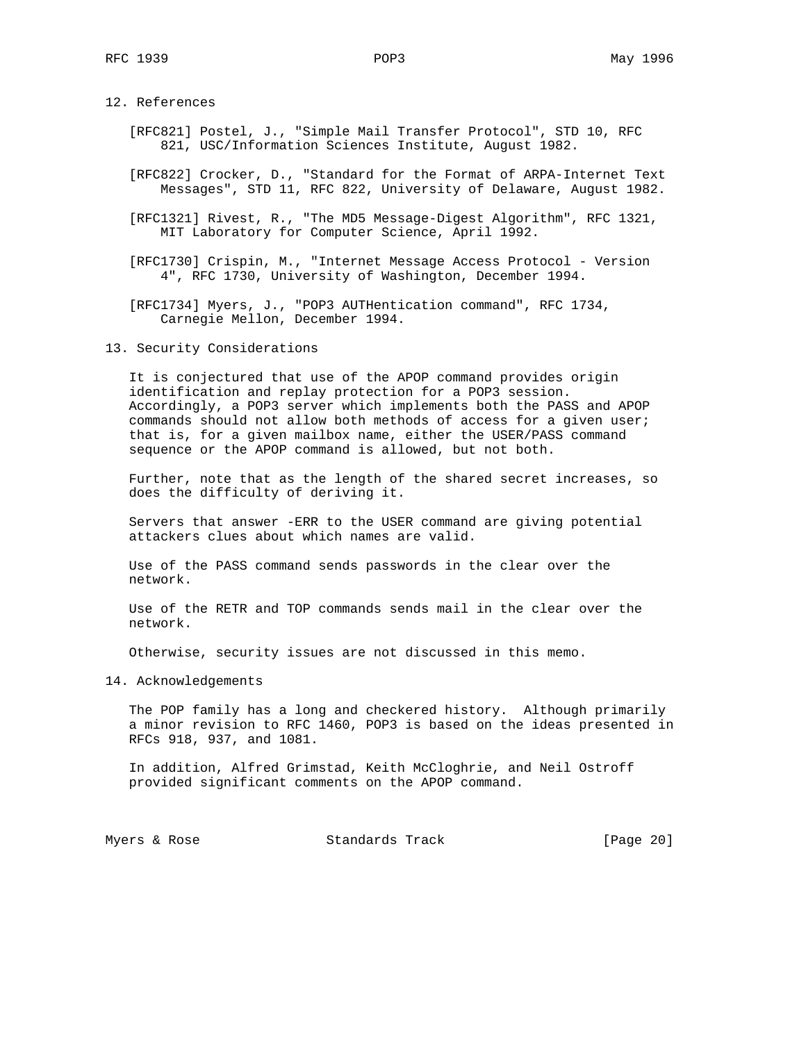## 12. References

[RFC821] Postel, J., "Simple Mail Transfer Protocol", STD 10, RFC 821, USC/Information Sciences Institute, August 1982.

[RFC822] Crocker, D., "Standard for the Format of ARPA-Internet Text Messages", STD 11, RFC 822, University of Delaware, August 1982.

[RFC1321] Rivest, R., "The MD5 Message-Digest Algorithm", RFC 1321, MIT Laboratory for Computer Science, April 1992.

[RFC1730] Crispin, M., "Internet Message Access Protocol - Version 4", RFC 1730, University of Washington, December 1994.

[RFC1734] Myers, J., "POP3 AUTHentication command", RFC 1734, Carnegie Mellon, December 1994.

## 13. Security Considerations

It is conjectured that use of the APOP command provides origin identification and replay protection for a POP3 session. Accordingly, a POP3 server which implements both the PASS and APOP commands should not allow both methods of access for a given user; that is, for a given mailbox name, either the USER/PASS command sequence or the APOP command is allowed, but not both.

Further, note that as the length of the shared secret increases, so does the difficulty of deriving it.

Servers that answer -ERR to the USER command are giving potential attackers clues about which names are valid.

Use of the PASS command sends passwords in the clear over the network.

Use of the RETR and TOP commands sends mail in the clear over the network.

Otherwise, security issues are not discussed in this memo.

## 14. Acknowledgements

The POP family has a long and checkered history. Although primarily a minor revision to RFC 1460, POP3 is based on the ideas presented in RFCs 918, 937, and 1081.

In addition, Alfred Grimstad, Keith McCloghrie, and Neil Ostroff provided significant comments on the APOP command.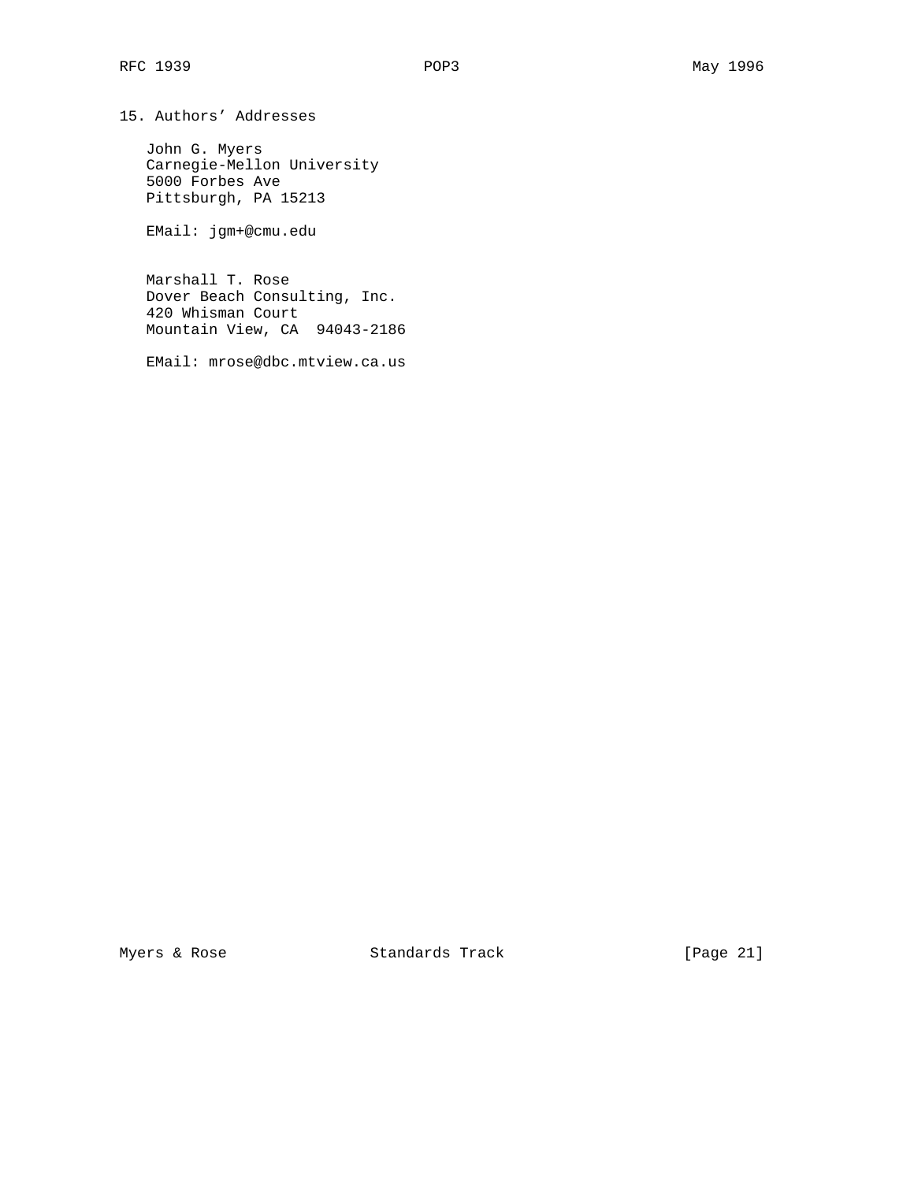## 15. Authors' Addresses

John G. Myers
Carnegie-Mellon University
5000 Forbes Ave
Pittsburgh, PA 15213

EMail: jgm+@cmu.edu

Marshall T. Rose
Dover Beach Consulting, Inc.
420 Whisman Court
Mountain View, CA  94043-2186

EMail: mrose@dbc.mtview.ca.us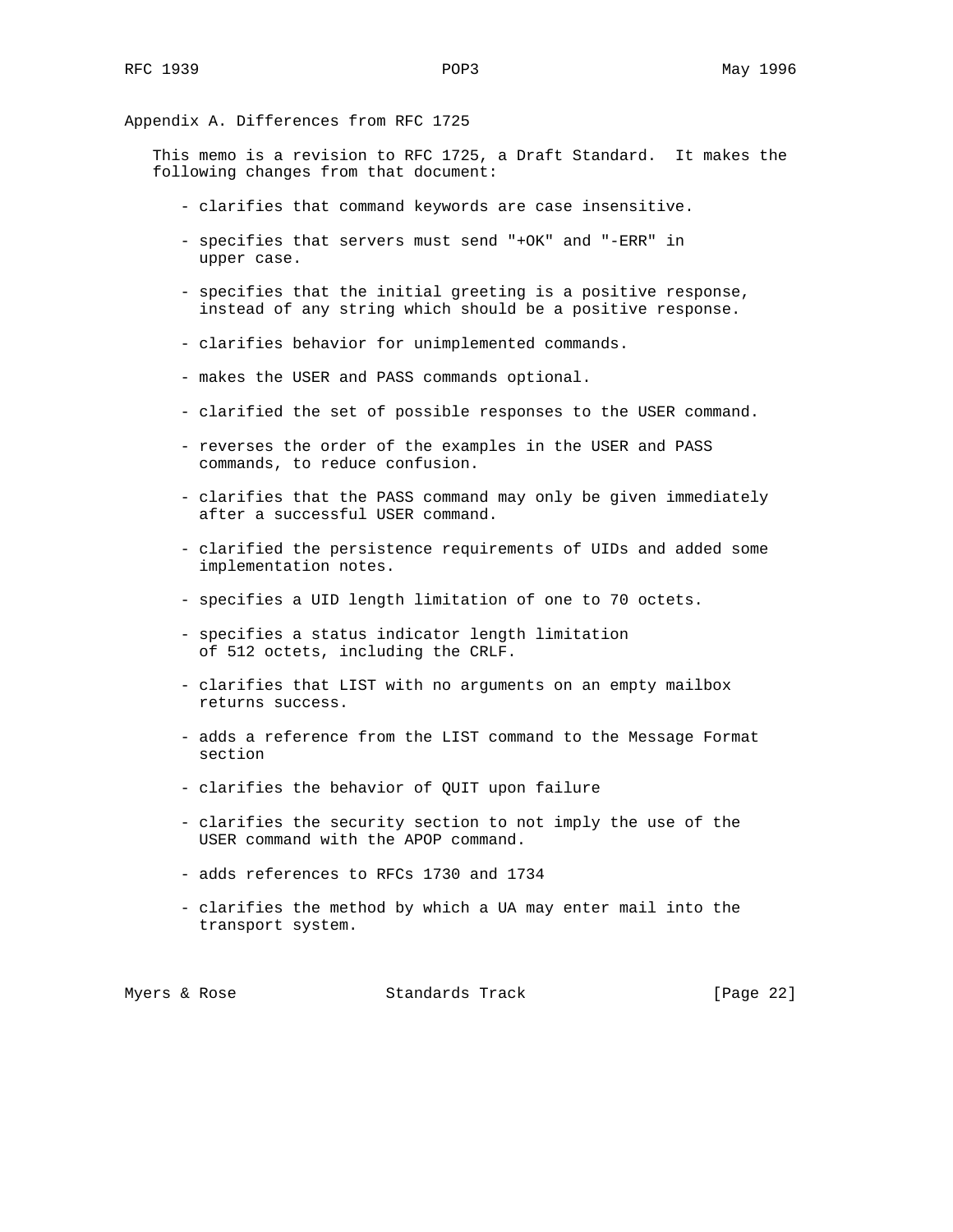## Appendix A. Differences from RFC 1725

This memo is a revision to RFC 1725, a Draft Standard. It makes the following changes from that document:

- clarifies that command keywords are case insensitive.
- specifies that servers must send "+OK" and "-ERR" in upper case.
- specifies that the initial greeting is a positive response, instead of any string which should be a positive response.
- clarifies behavior for unimplemented commands.
- makes the USER and PASS commands optional.
- clarified the set of possible responses to the USER command.
- reverses the order of the examples in the USER and PASS commands, to reduce confusion.
- clarifies that the PASS command may only be given immediately after a successful USER command.
- clarified the persistence requirements of UIDs and added some implementation notes.
- specifies a UID length limitation of one to 70 octets.
- specifies a status indicator length limitation of 512 octets, including the CRLF.
- clarifies that LIST with no arguments on an empty mailbox returns success.
- adds a reference from the LIST command to the Message Format section
- clarifies the behavior of QUIT upon failure
- clarifies the security section to not imply the use of the USER command with the APOP command.
- adds references to RFCs 1730 and 1734
- clarifies the method by which a UA may enter mail into the transport system.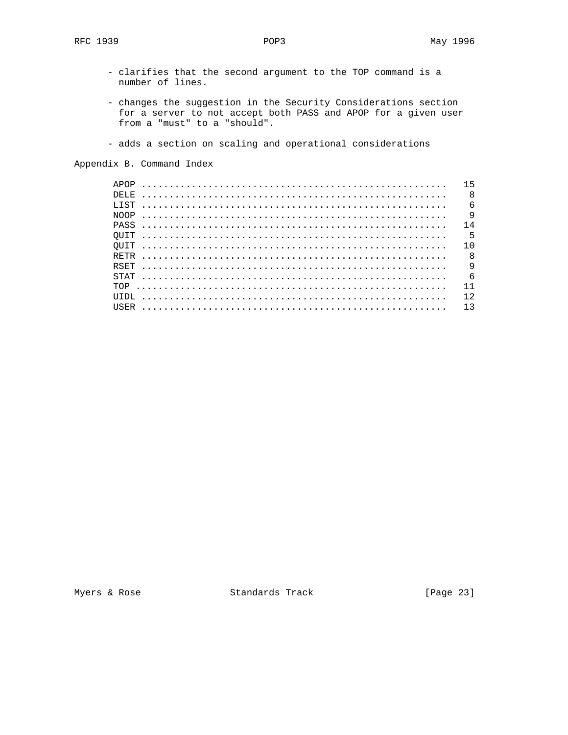- clarifies that the second argument to the TOP command is a number of lines.

- changes the suggestion in the Security Considerations section for a server to not accept both PASS and APOP for a given user from a "must" to a "should".

- adds a section on scaling and operational considerations

## Appendix B. Command Index

```
APOP .......................................................   15
DELE .......................................................    8
LIST .......................................................    6
NOOP .......................................................    9
PASS .......................................................   14
QUIT .......................................................    5
QUIT .......................................................   10
RETR .......................................................    8
RSET .......................................................    9
STAT .......................................................    6
TOP ........................................................   11
UIDL .......................................................   12
USER .......................................................   13
```